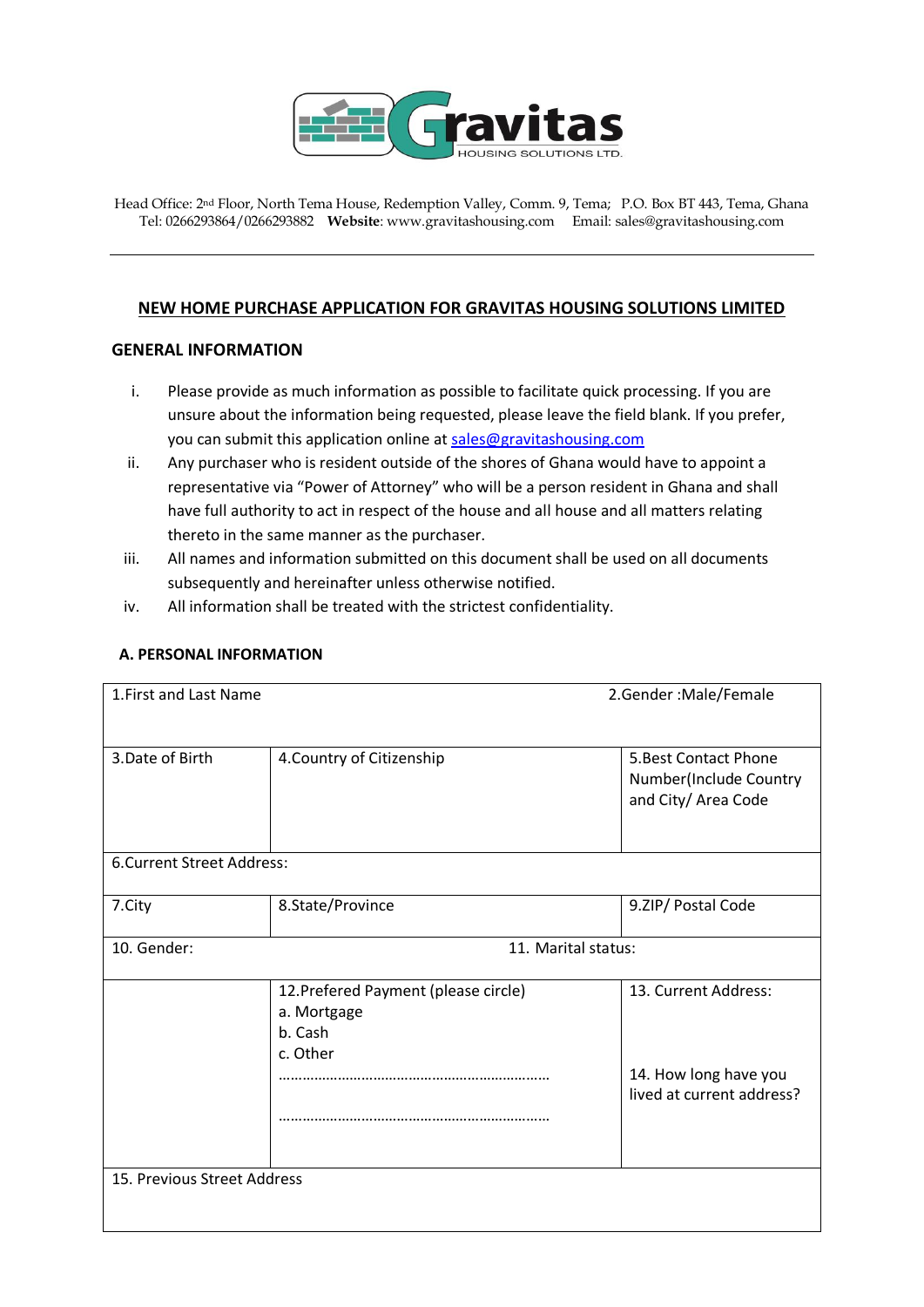Gravitas HOUSING SOLUTIONS LTD.

Head Office: 2nd Floor, North Tema House, Redemption Valley, Comm. 9, Tema; P.O. Box BT 443, Tema, Ghana
Tel: 0266293864/0266293882 **Website**: www.gravitashousing.com Email: sales@gravitashousing.com

---

## NEW HOME PURCHASE APPLICATION FOR GRAVITAS HOUSING SOLUTIONS LIMITED

### GENERAL INFORMATION

i. Please provide as much information as possible to facilitate quick processing. If you are unsure about the information being requested, please leave the field blank. If you prefer, you can submit this application online at sales@gravitashousing.com

ii. Any purchaser who is resident outside of the shores of Ghana would have to appoint a representative via "Power of Attorney" who will be a person resident in Ghana and shall have full authority to act in respect of the house and all house and all matters relating thereto in the same manner as the purchaser.

iii. All names and information submitted on this document shall be used on all documents subsequently and hereinafter unless otherwise notified.

iv. All information shall be treated with the strictest confidentiality.

### A. PERSONAL INFORMATION

| 1.First and Last Name | | 2.Gender :Male/Female |
|---|---|---|
| 3.Date of Birth | 4.Country of Citizenship | 5.Best Contact Phone Number(Include Country and City/ Area Code |
| 6.Current Street Address: | | |
| 7.City | 8.State/Province | 9.ZIP/ Postal Code |
| 10. Gender: | 11. Marital status: | |
| | 12.Prefered Payment (please circle)<br>a. Mortgage<br>b. Cash<br>c. Other<br>…………………………………………………………<br>………………………………………………………… | 13. Current Address:<br><br>14. How long have you lived at current address? |
| 15. Previous Street Address | | |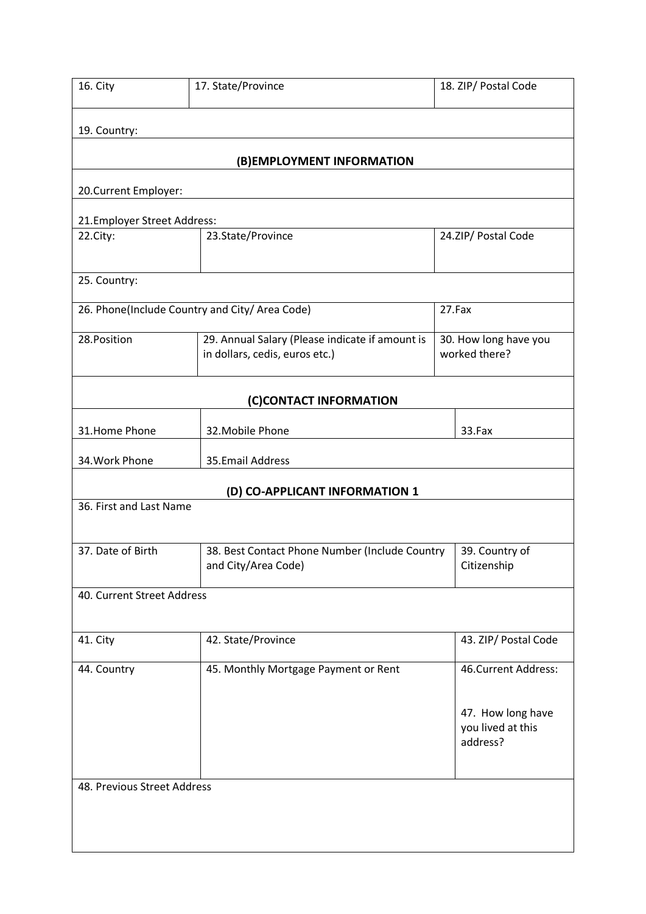| 16. City | 17. State/Province | 18. ZIP/ Postal Code |
|---|---|---|
| 19. Country: | | |

### (B)EMPLOYMENT INFORMATION

| 20.Current Employer: | | |
|---|---|---|
| 21.Employer Street Address: | | |
| 22.City: | 23.State/Province | 24.ZIP/ Postal Code |
| 25. Country: | | |
| 26. Phone(Include Country and City/ Area Code) | | 27.Fax |
| 28.Position | 29. Annual Salary (Please indicate if amount is in dollars, cedis, euros etc.) | 30. How long have you worked there? |

### (C)CONTACT INFORMATION

| 31.Home Phone | 32.Mobile Phone | 33.Fax |
|---|---|---|
| 34.Work Phone | 35.Email Address | |

### (D) CO-APPLICANT INFORMATION 1

| 36. First and Last Name | | |
|---|---|---|
| 37. Date of Birth | 38. Best Contact Phone Number (Include Country and City/Area Code) | 39. Country of Citizenship |
| 40. Current Street Address | | |
| 41. City | 42. State/Province | 43. ZIP/ Postal Code |
| 44. Country | 45. Monthly Mortgage Payment or Rent | 46.Current Address: 47. How long have you lived at this address? |
| 48. Previous Street Address | | |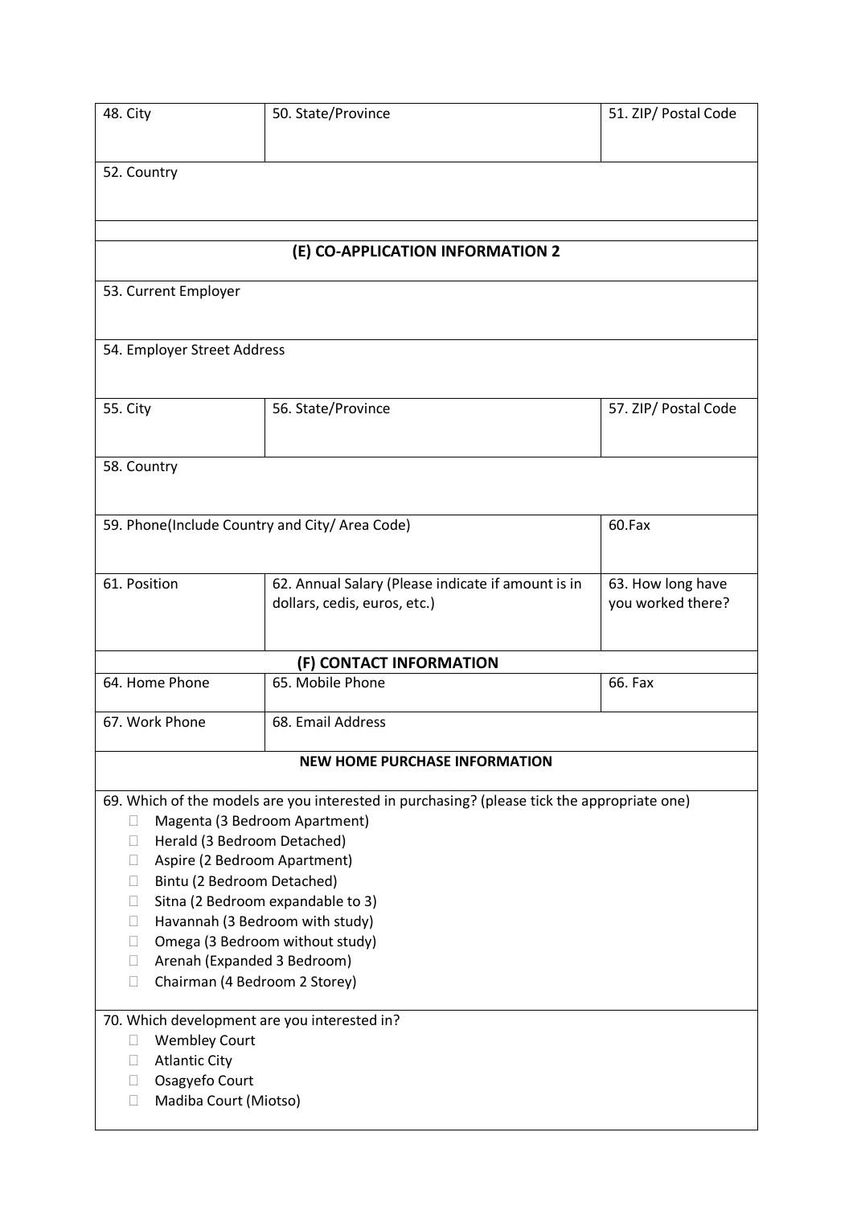| 48. City | 50. State/Province | 51. ZIP/ Postal Code |
| --- | --- | --- |
| 52. Country | | |

| (E) CO-APPLICATION INFORMATION 2 | | |
| --- | --- | --- |
| 53. Current Employer | | |
| 54. Employer Street Address | | |
| 55. City | 56. State/Province | 57. ZIP/ Postal Code |
| 58. Country | | |
| 59. Phone(Include Country and City/ Area Code) | | 60.Fax |
| 61. Position | 62. Annual Salary (Please indicate if amount is in dollars, cedis, euros, etc.) | 63. How long have you worked there? |

| (F) CONTACT INFORMATION | | |
| --- | --- | --- |
| 64. Home Phone | 65. Mobile Phone | 66. Fax |
| 67. Work Phone | 68. Email Address | |

**NEW HOME PURCHASE INFORMATION**

69. Which of the models are you interested in purchasing? (please tick the appropriate one)

- ☐ Magenta (3 Bedroom Apartment)
- ☐ Herald (3 Bedroom Detached)
- ☐ Aspire (2 Bedroom Apartment)
- ☐ Bintu (2 Bedroom Detached)
- ☐ Sitna (2 Bedroom expandable to 3)
- ☐ Havannah (3 Bedroom with study)
- ☐ Omega (3 Bedroom without study)
- ☐ Arenah (Expanded 3 Bedroom)
- ☐ Chairman (4 Bedroom 2 Storey)

70. Which development are you interested in?

- ☐ Wembley Court
- ☐ Atlantic City
- ☐ Osagyefo Court
- ☐ Madiba Court (Miotso)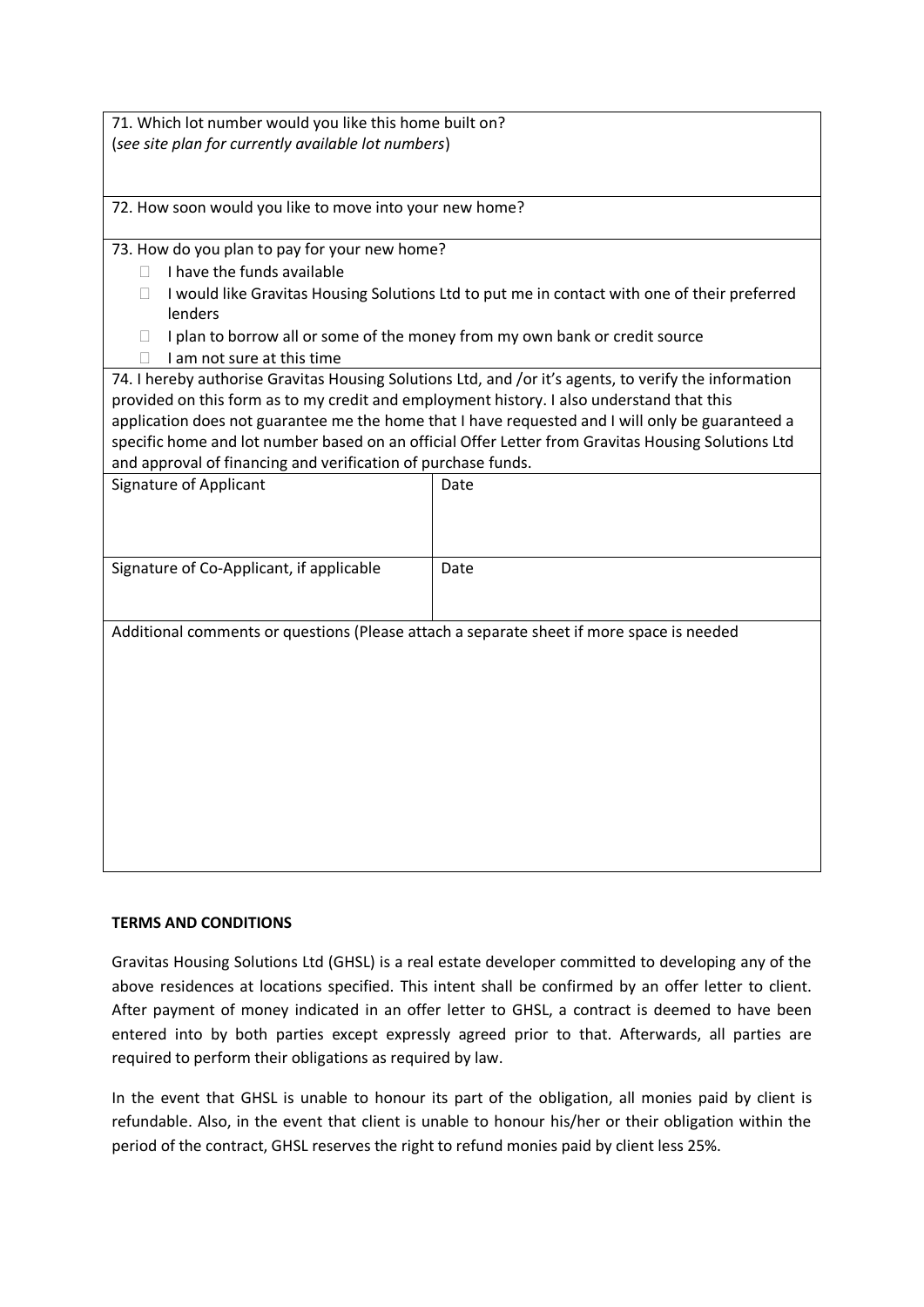71. Which lot number would you like this home built on?
(*see site plan for currently available lot numbers*)

72. How soon would you like to move into your new home?

73. How do you plan to pay for your new home?

- ☐ I have the funds available
- ☐ I would like Gravitas Housing Solutions Ltd to put me in contact with one of their preferred lenders
- ☐ I plan to borrow all or some of the money from my own bank or credit source
- ☐ I am not sure at this time

74. I hereby authorise Gravitas Housing Solutions Ltd, and /or it's agents, to verify the information provided on this form as to my credit and employment history. I also understand that this application does not guarantee me the home that I have requested and I will only be guaranteed a specific home and lot number based on an official Offer Letter from Gravitas Housing Solutions Ltd and approval of financing and verification of purchase funds.

| | |
|---|---|
| Signature of Applicant | Date |
| Signature of Co-Applicant, if applicable | Date |

Additional comments or questions (Please attach a separate sheet if more space is needed

**TERMS AND CONDITIONS**

Gravitas Housing Solutions Ltd (GHSL) is a real estate developer committed to developing any of the above residences at locations specified. This intent shall be confirmed by an offer letter to client. After payment of money indicated in an offer letter to GHSL, a contract is deemed to have been entered into by both parties except expressly agreed prior to that. Afterwards, all parties are required to perform their obligations as required by law.

In the event that GHSL is unable to honour its part of the obligation, all monies paid by client is refundable. Also, in the event that client is unable to honour his/her or their obligation within the period of the contract, GHSL reserves the right to refund monies paid by client less 25%.